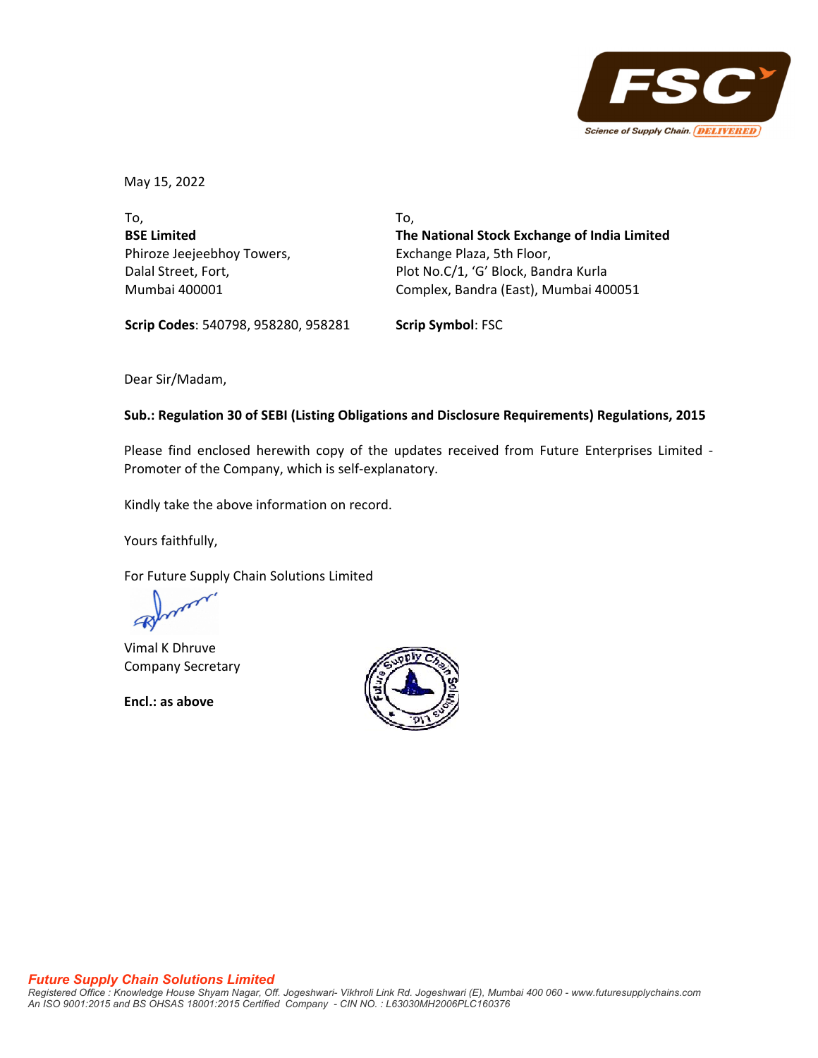May 15, 2022

To,
**BSE Limited**
Phiroze Jeejeebhoy Towers,
Dalal Street, Fort,
Mumbai 400001

**Scrip Codes**: 540798, 958280, 958281

To,
**The National Stock Exchange of India Limited**
Exchange Plaza, 5th Floor,
Plot No.C/1, 'G' Block, Bandra Kurla
Complex, Bandra (East), Mumbai 400051

**Scrip Symbol**: FSC

Dear Sir/Madam,

**Sub.: Regulation 30 of SEBI (Listing Obligations and Disclosure Requirements) Regulations, 2015**

Please find enclosed herewith copy of the updates received from Future Enterprises Limited - Promoter of the Company, which is self-explanatory.

Kindly take the above information on record.

Yours faithfully,

For Future Supply Chain Solutions Limited

Vimal K Dhruve
Company Secretary

**Encl.: as above**

***Future Supply Chain Solutions Limited***
*Registered Office : Knowledge House Shyam Nagar, Off. Jogeshwari- Vikhroli Link Rd. Jogeshwari (E), Mumbai 400 060 - www.futuresupplychains.com*
*An ISO 9001:2015 and BS OHSAS 18001:2015 Certified Company - CIN NO. : L63030MH2006PLC160376*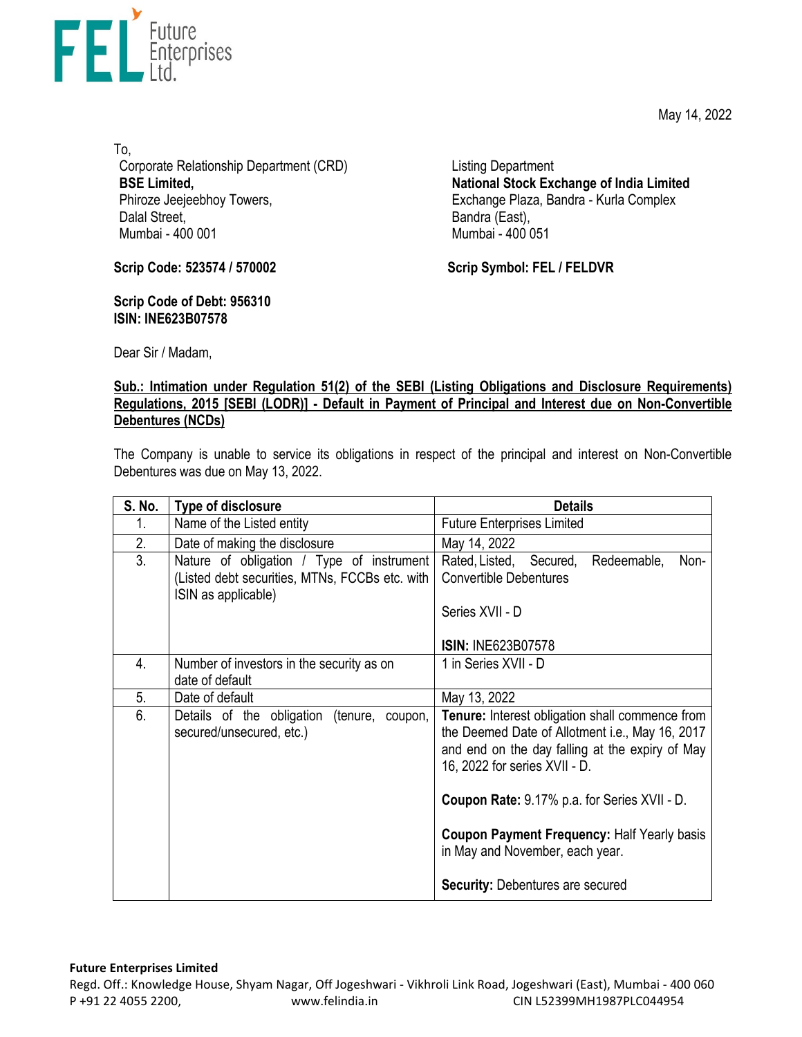May 14, 2022

To,
Corporate Relationship Department (CRD)
**BSE Limited,**
Phiroze Jeejeebhoy Towers,
Dalal Street,
Mumbai - 400 001

Listing Department
**National Stock Exchange of India Limited**
Exchange Plaza, Bandra - Kurla Complex
Bandra (East),
Mumbai - 400 051

**Scrip Code: 523574 / 570002**

**Scrip Symbol: FEL / FELDVR**

**Scrip Code of Debt: 956310**
**ISIN: INE623B07578**

Dear Sir / Madam,

**Sub.: Intimation under Regulation 51(2) of the SEBI (Listing Obligations and Disclosure Requirements) Regulations, 2015 [SEBI (LODR)] - Default in Payment of Principal and Interest due on Non-Convertible Debentures (NCDs)**

The Company is unable to service its obligations in respect of the principal and interest on Non-Convertible Debentures was due on May 13, 2022.

| S. No. | Type of disclosure | Details |
|---|---|---|
| 1. | Name of the Listed entity | Future Enterprises Limited |
| 2. | Date of making the disclosure | May 14, 2022 |
| 3. | Nature of obligation / Type of instrument (Listed debt securities, MTNs, FCCBs etc. with ISIN as applicable) | Rated, Listed, Secured, Redeemable, Non-Convertible Debentures<br><br>Series XVII - D<br><br>**ISIN:** INE623B07578 |
| 4. | Number of investors in the security as on date of default | 1 in Series XVII - D |
| 5. | Date of default | May 13, 2022 |
| 6. | Details of the obligation (tenure, coupon, secured/unsecured, etc.) | **Tenure:** Interest obligation shall commence from the Deemed Date of Allotment i.e., May 16, 2017 and end on the day falling at the expiry of May 16, 2022 for series XVII - D.<br><br>**Coupon Rate:** 9.17% p.a. for Series XVII - D.<br><br>**Coupon Payment Frequency:** Half Yearly basis in May and November, each year.<br><br>**Security:** Debentures are secured |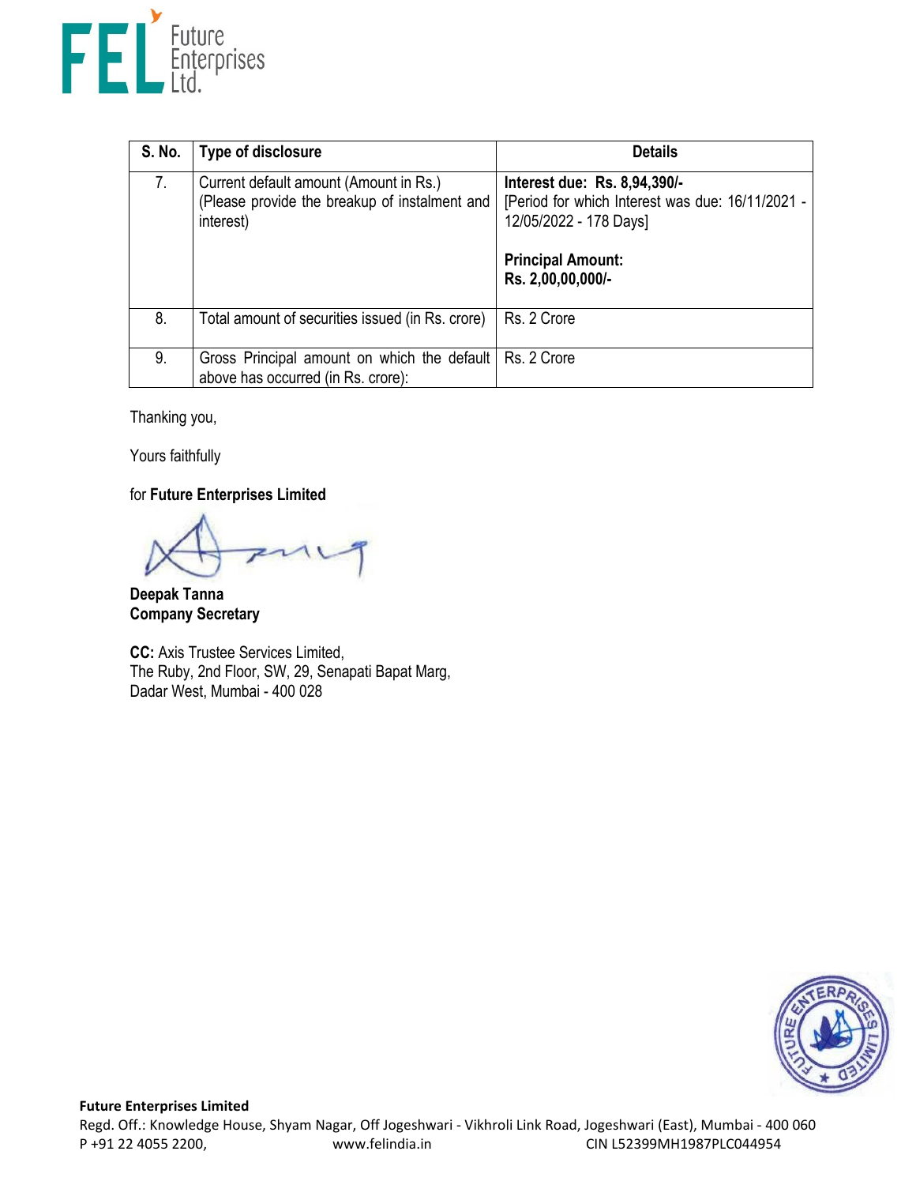| S. No. | Type of disclosure | Details |
|---|---|---|
| 7. | Current default amount (Amount in Rs.) (Please provide the breakup of instalment and interest) | **Interest due: Rs. 8,94,390/-** [Period for which Interest was due: 16/11/2021 - 12/05/2022 - 178 Days] <br><br> **Principal Amount: Rs. 2,00,00,000/-** |
| 8. | Total amount of securities issued (in Rs. crore) | Rs. 2 Crore |
| 9. | Gross Principal amount on which the default above has occurred (in Rs. crore): | Rs. 2 Crore |

Thanking you,

Yours faithfully

for **Future Enterprises Limited**

**Deepak Tanna**
**Company Secretary**

**CC:** Axis Trustee Services Limited,
The Ruby, 2nd Floor, SW, 29, Senapati Bapat Marg,
Dadar West, Mumbai - 400 028

**Future Enterprises Limited**
Regd. Off.: Knowledge House, Shyam Nagar, Off Jogeshwari - Vikhroli Link Road, Jogeshwari (East), Mumbai - 400 060
P +91 22 4055 2200, www.felindia.in CIN L52399MH1987PLC044954